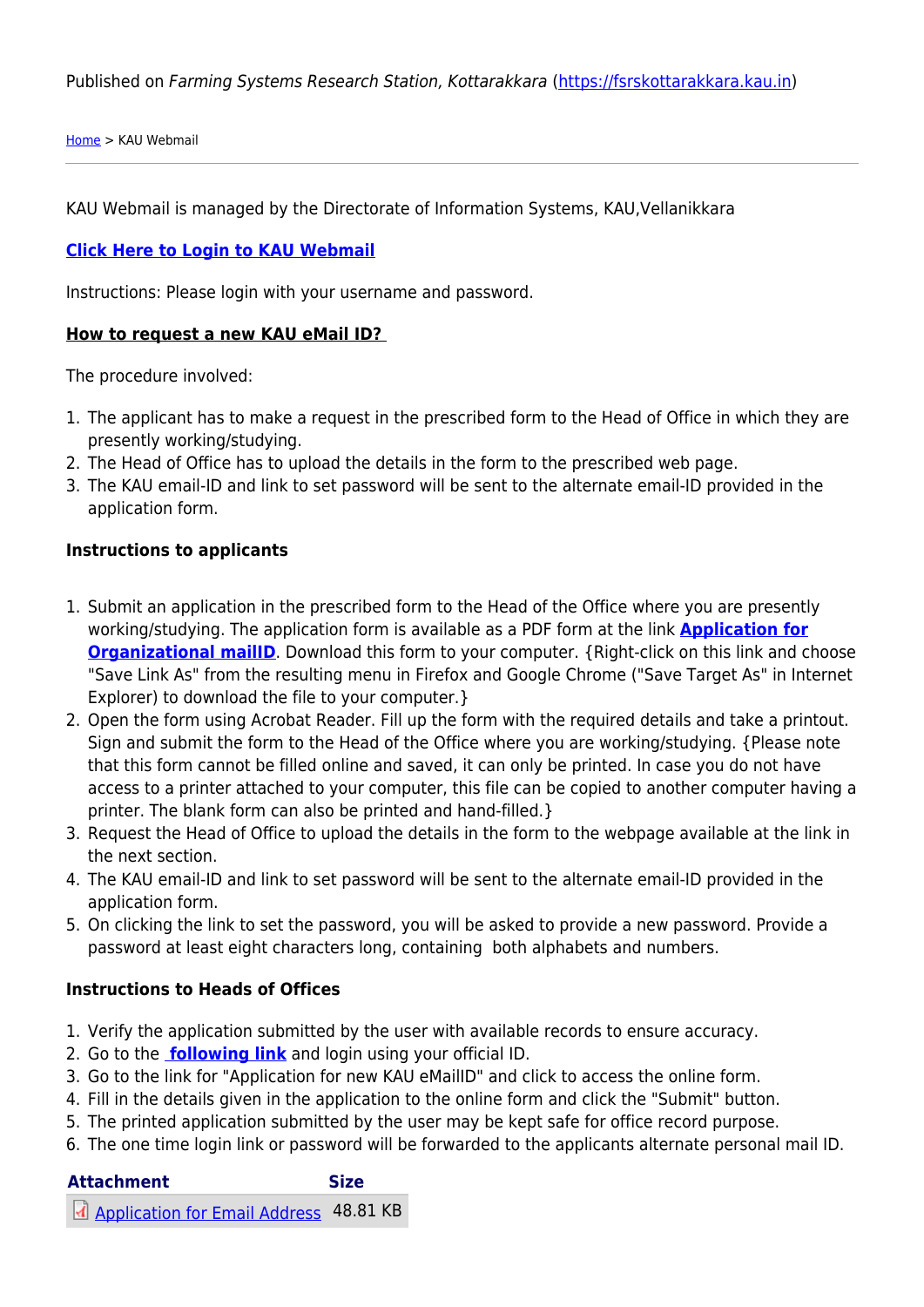Published on *Farming Systems Research Station, Kottarakkara* (https://fsrskottarakkara.kau.in)

Home > KAU Webmail

KAU Webmail is managed by the Directorate of Information Systems, KAU,Vellanikkara

**Click Here to Login to KAU Webmail**

Instructions: Please login with your username and password.

**How to request a new KAU eMail ID?**

The procedure involved:

1. The applicant has to make a request in the prescribed form to the Head of Office in which they are presently working/studying.
2. The Head of Office has to upload the details in the form to the prescribed web page.
3. The KAU email-ID and link to set password will be sent to the alternate email-ID provided in the application form.

**Instructions to applicants**

1. Submit an application in the prescribed form to the Head of the Office where you are presently working/studying. The application form is available as a PDF form at the link **Application for Organizational mailID**. Download this form to your computer. {Right-click on this link and choose "Save Link As" from the resulting menu in Firefox and Google Chrome ("Save Target As" in Internet Explorer) to download the file to your computer.}
2. Open the form using Acrobat Reader. Fill up the form with the required details and take a printout. Sign and submit the form to the Head of the Office where you are working/studying. {Please note that this form cannot be filled online and saved, it can only be printed. In case you do not have access to a printer attached to your computer, this file can be copied to another computer having a printer. The blank form can also be printed and hand-filled.}
3. Request the Head of Office to upload the details in the form to the webpage available at the link in the next section.
4. The KAU email-ID and link to set password will be sent to the alternate email-ID provided in the application form.
5. On clicking the link to set the password, you will be asked to provide a new password. Provide a password at least eight characters long, containing both alphabets and numbers.

**Instructions to Heads of Offices**

1. Verify the application submitted by the user with available records to ensure accuracy.
2. Go to the **following link** and login using your official ID.
3. Go to the link for "Application for new KAU eMailID" and click to access the online form.
4. Fill in the details given in the application to the online form and click the "Submit" button.
5. The printed application submitted by the user may be kept safe for office record purpose.
6. The one time login link or password will be forwarded to the applicants alternate personal mail ID.

| Attachment | Size |
|---|---|
| Application for Email Address | 48.81 KB |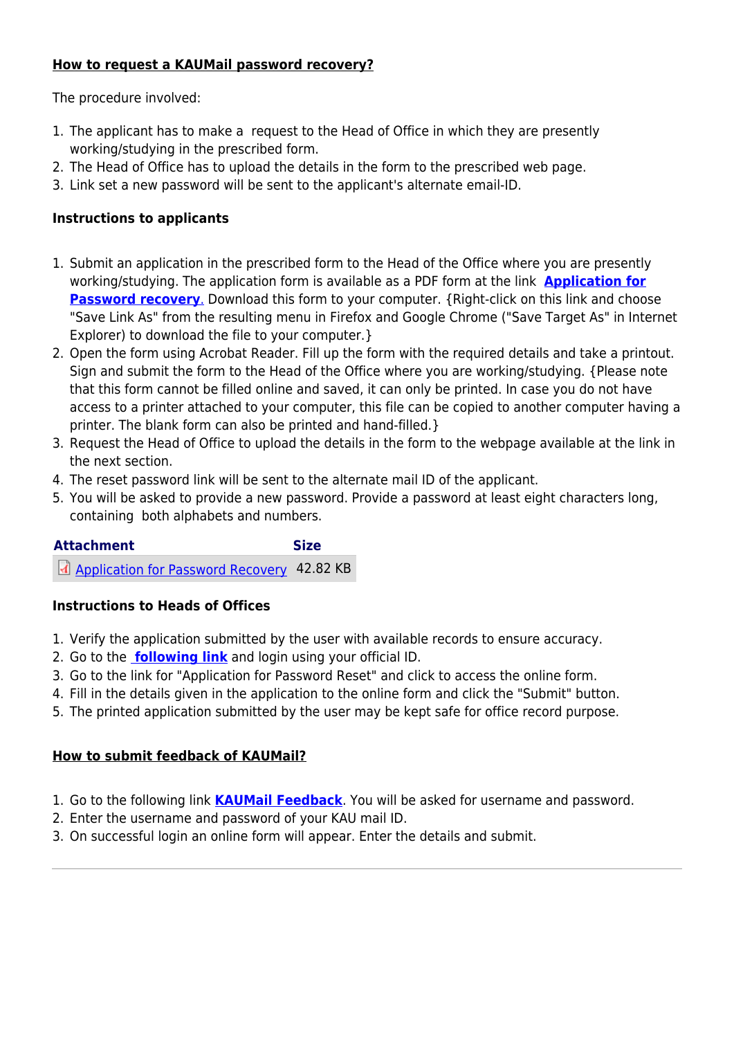## How to request a KAUMail password recovery?

The procedure involved:

1. The applicant has to make a request to the Head of Office in which they are presently working/studying in the prescribed form.
2. The Head of Office has to upload the details in the form to the prescribed web page.
3. Link set a new password will be sent to the applicant's alternate email-ID.

### Instructions to applicants

1. Submit an application in the prescribed form to the Head of the Office where you are presently working/studying. The application form is available as a PDF form at the link **Application for Password recovery**. Download this form to your computer. {Right-click on this link and choose "Save Link As" from the resulting menu in Firefox and Google Chrome ("Save Target As" in Internet Explorer) to download the file to your computer.}
2. Open the form using Acrobat Reader. Fill up the form with the required details and take a printout. Sign and submit the form to the Head of the Office where you are working/studying. {Please note that this form cannot be filled online and saved, it can only be printed. In case you do not have access to a printer attached to your computer, this file can be copied to another computer having a printer. The blank form can also be printed and hand-filled.}
3. Request the Head of Office to upload the details in the form to the webpage available at the link in the next section.
4. The reset password link will be sent to the alternate mail ID of the applicant.
5. You will be asked to provide a new password. Provide a password at least eight characters long, containing both alphabets and numbers.

| Attachment | Size |
| --- | --- |
| Application for Password Recovery | 42.82 KB |

### Instructions to Heads of Offices

1. Verify the application submitted by the user with available records to ensure accuracy.
2. Go to the **following link** and login using your official ID.
3. Go to the link for "Application for Password Reset" and click to access the online form.
4. Fill in the details given in the application to the online form and click the "Submit" button.
5. The printed application submitted by the user may be kept safe for office record purpose.

## How to submit feedback of KAUMail?

1. Go to the following link **KAUMail Feedback**. You will be asked for username and password.
2. Enter the username and password of your KAU mail ID.
3. On successful login an online form will appear. Enter the details and submit.